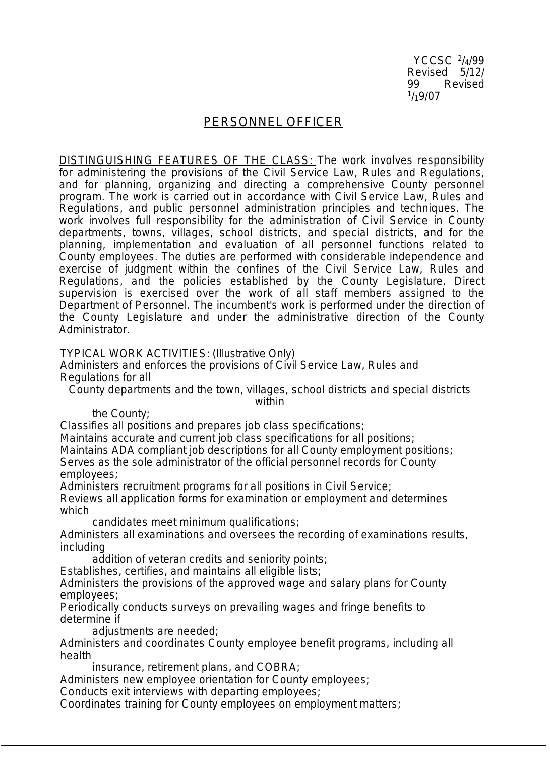YCCSC 2/4/99
Revised 5/12/99
Revised 1/19/07

# PERSONNEL OFFICER

DISTINGUISHING FEATURES OF THE CLASS: The work involves responsibility for administering the provisions of the Civil Service Law, Rules and Regulations, and for planning, organizing and directing a comprehensive County personnel program. The work is carried out in accordance with Civil Service Law, Rules and Regulations, and public personnel administration principles and techniques. The work involves full responsibility for the administration of Civil Service in County departments, towns, villages, school districts, and special districts, and for the planning, implementation and evaluation of all personnel functions related to County employees. The duties are performed with considerable independence and exercise of judgment within the confines of the Civil Service Law, Rules and Regulations, and the policies established by the County Legislature. Direct supervision is exercised over the work of all staff members assigned to the Department of Personnel. The incumbent's work is performed under the direction of the County Legislature and under the administrative direction of the County Administrator.

TYPICAL WORK ACTIVITIES: (Illustrative Only)

Administers and enforces the provisions of Civil Service Law, Rules and Regulations for all County departments and the town, villages, school districts and special districts within the County;

Classifies all positions and prepares job class specifications;

Maintains accurate and current job class specifications for all positions;

Maintains ADA compliant job descriptions for all County employment positions;

Serves as the sole administrator of the official personnel records for County employees;

Administers recruitment programs for all positions in Civil Service;

Reviews all application forms for examination or employment and determines which candidates meet minimum qualifications;

Administers all examinations and oversees the recording of examinations results, including addition of veteran credits and seniority points;

Establishes, certifies, and maintains all eligible lists;

Administers the provisions of the approved wage and salary plans for County employees;

Periodically conducts surveys on prevailing wages and fringe benefits to determine if adjustments are needed;

Administers and coordinates County employee benefit programs, including all health insurance, retirement plans, and COBRA;

Administers new employee orientation for County employees;

Conducts exit interviews with departing employees;

Coordinates training for County employees on employment matters;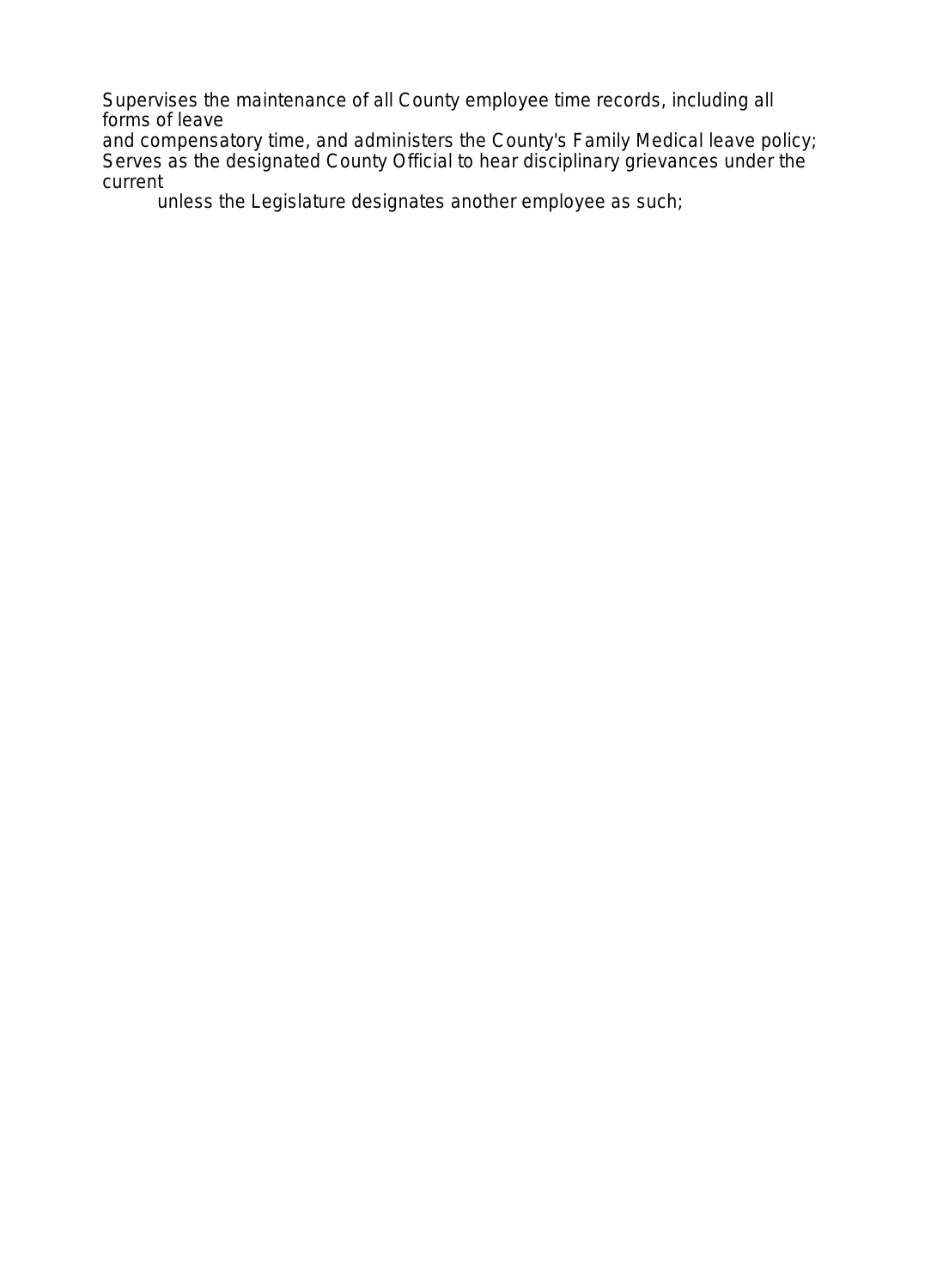Supervises the maintenance of all County employee time records, including all forms of leave
and compensatory time, and administers the County's Family Medical leave policy;
Serves as the designated County Official to hear disciplinary grievances under the current
unless the Legislature designates another employee as such;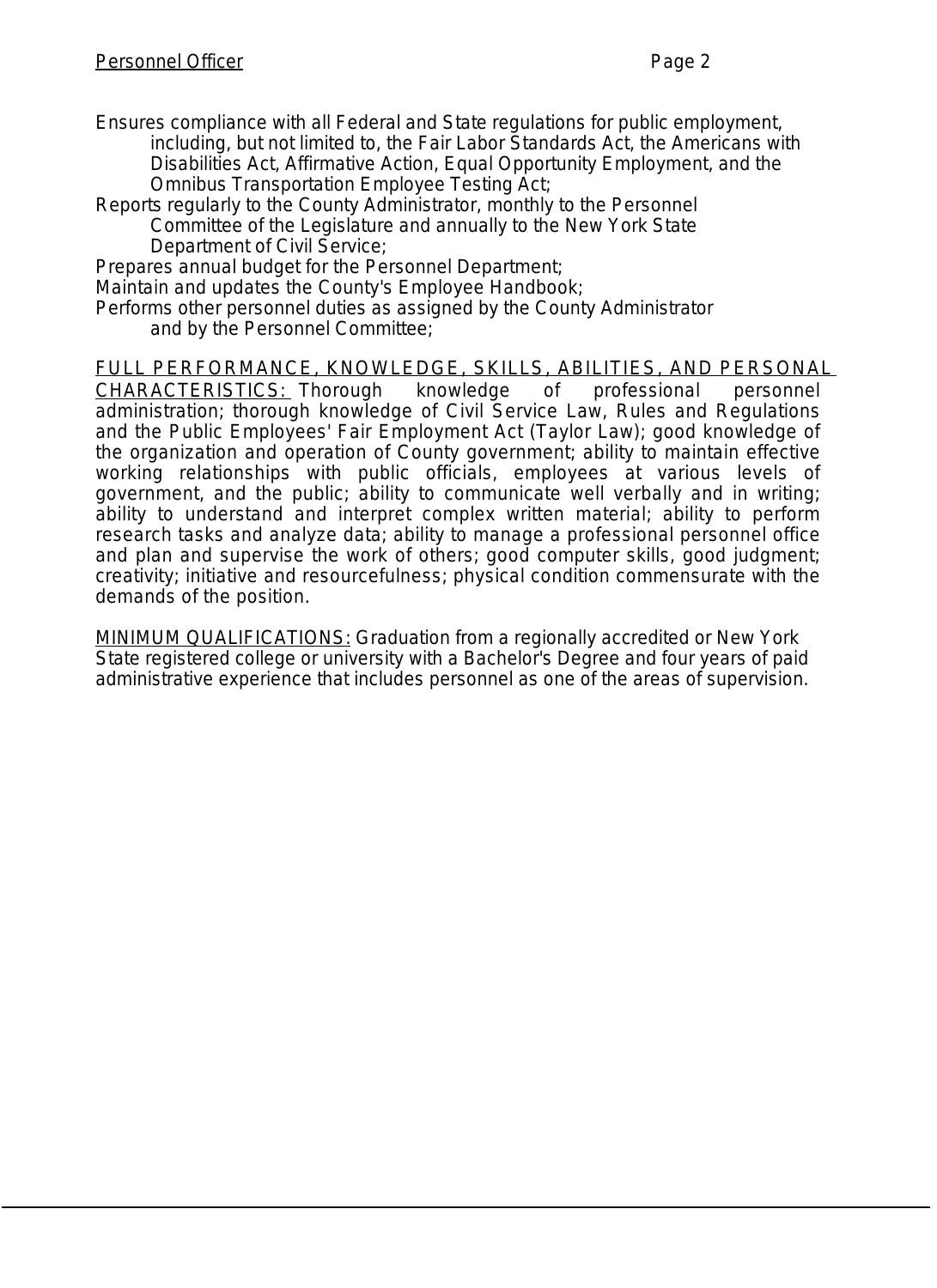Ensures compliance with all Federal and State regulations for public employment, including, but not limited to, the Fair Labor Standards Act, the Americans with Disabilities Act, Affirmative Action, Equal Opportunity Employment, and the Omnibus Transportation Employee Testing Act;

Reports regularly to the County Administrator, monthly to the Personnel Committee of the Legislature and annually to the New York State Department of Civil Service;

Prepares annual budget for the Personnel Department;

Maintain and updates the County's Employee Handbook;

Performs other personnel duties as assigned by the County Administrator and by the Personnel Committee;

FULL PERFORMANCE, KNOWLEDGE, SKILLS, ABILITIES, AND PERSONAL CHARACTERISTICS: Thorough knowledge of professional personnel administration; thorough knowledge of Civil Service Law, Rules and Regulations and the Public Employees' Fair Employment Act (Taylor Law); good knowledge of the organization and operation of County government; ability to maintain effective working relationships with public officials, employees at various levels of government, and the public; ability to communicate well verbally and in writing; ability to understand and interpret complex written material; ability to perform research tasks and analyze data; ability to manage a professional personnel office and plan and supervise the work of others; good computer skills, good judgment; creativity; initiative and resourcefulness; physical condition commensurate with the demands of the position.

MINIMUM QUALIFICATIONS: Graduation from a regionally accredited or New York State registered college or university with a Bachelor's Degree and four years of paid administrative experience that includes personnel as one of the areas of supervision.